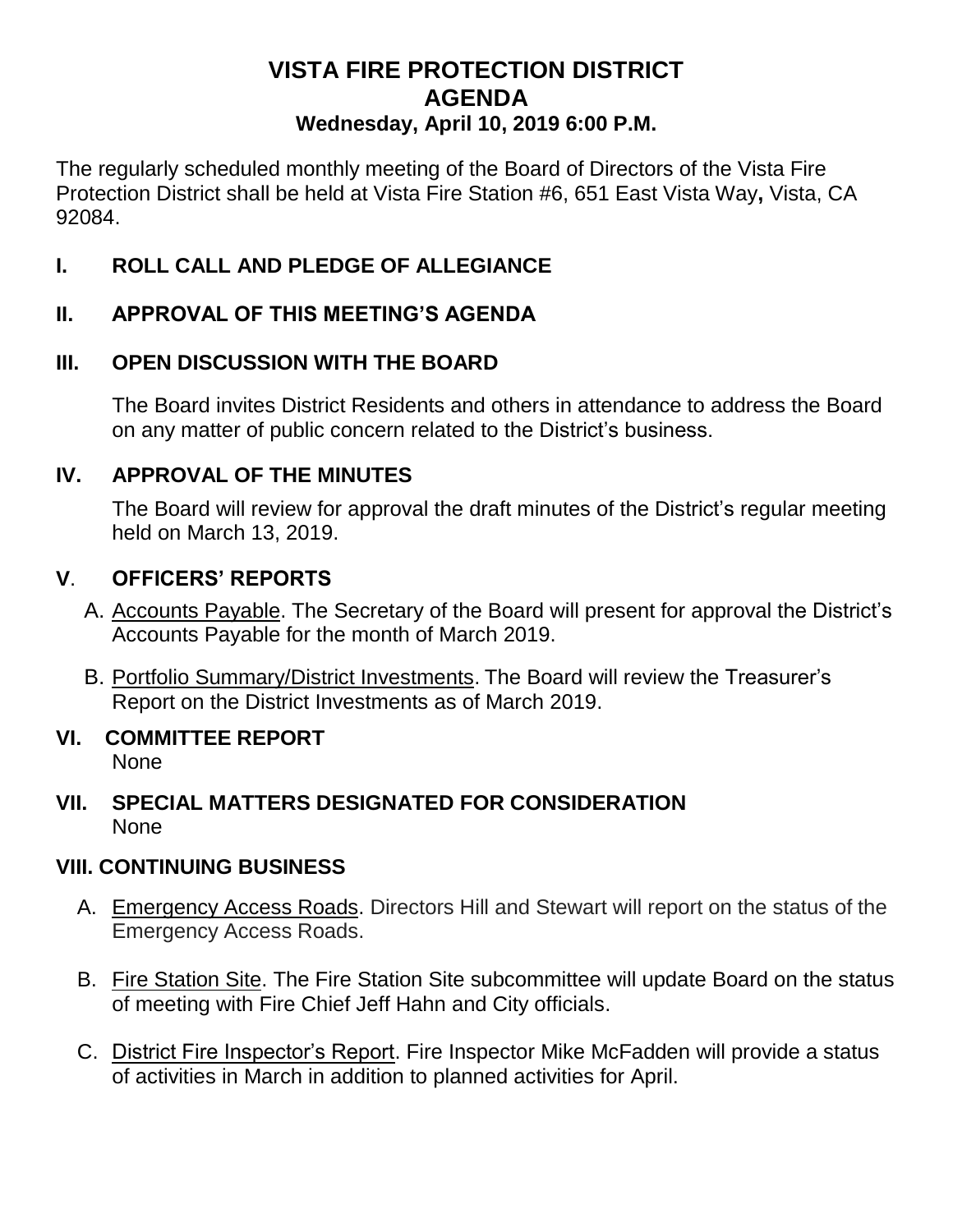# VISTA FIRE PROTECTION DISTRICT
# AGENDA
### Wednesday, April 10, 2019 6:00 P.M.

The regularly scheduled monthly meeting of the Board of Directors of the Vista Fire Protection District shall be held at Vista Fire Station #6, 651 East Vista Way**,** Vista, CA 92084.

## I. ROLL CALL AND PLEDGE OF ALLEGIANCE

## II. APPROVAL OF THIS MEETING'S AGENDA

## III. OPEN DISCUSSION WITH THE BOARD

The Board invites District Residents and others in attendance to address the Board on any matter of public concern related to the District's business.

## IV. APPROVAL OF THE MINUTES

The Board will review for approval the draft minutes of the District's regular meeting held on March 13, 2019.

## V. OFFICERS' REPORTS

A. Accounts Payable. The Secretary of the Board will present for approval the District's Accounts Payable for the month of March 2019.

B. Portfolio Summary/District Investments. The Board will review the Treasurer's Report on the District Investments as of March 2019.

## VI. COMMITTEE REPORT

None

## VII. SPECIAL MATTERS DESIGNATED FOR CONSIDERATION

None

## VIII. CONTINUING BUSINESS

A. Emergency Access Roads. Directors Hill and Stewart will report on the status of the Emergency Access Roads.

B. Fire Station Site. The Fire Station Site subcommittee will update Board on the status of meeting with Fire Chief Jeff Hahn and City officials.

C. District Fire Inspector's Report. Fire Inspector Mike McFadden will provide a status of activities in March in addition to planned activities for April.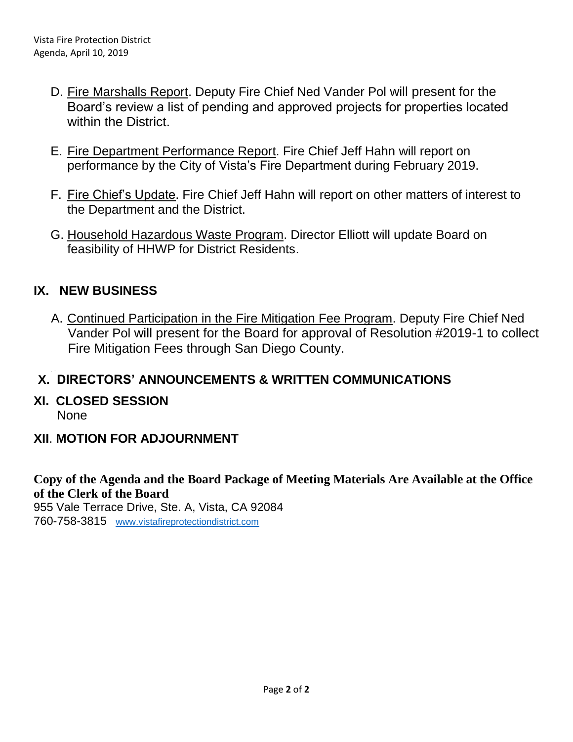D. Fire Marshalls Report. Deputy Fire Chief Ned Vander Pol will present for the Board's review a list of pending and approved projects for properties located within the District.

E. Fire Department Performance Report. Fire Chief Jeff Hahn will report on performance by the City of Vista's Fire Department during February 2019.

F. Fire Chief's Update. Fire Chief Jeff Hahn will report on other matters of interest to the Department and the District.

G. Household Hazardous Waste Program. Director Elliott will update Board on feasibility of HHWP for District Residents.

## IX. NEW BUSINESS

A. Continued Participation in the Fire Mitigation Fee Program. Deputy Fire Chief Ned Vander Pol will present for the Board for approval of Resolution #2019-1 to collect Fire Mitigation Fees through San Diego County.

## X. DIRECTORS' ANNOUNCEMENTS & WRITTEN COMMUNICATIONS

## XI. CLOSED SESSION

None

## XII. MOTION FOR ADJOURNMENT

**Copy of the Agenda and the Board Package of Meeting Materials Are Available at the Office of the Clerk of the Board**

955 Vale Terrace Drive, Ste. A, Vista, CA 92084
760-758-3815 www.vistafireprotectiondistrict.com